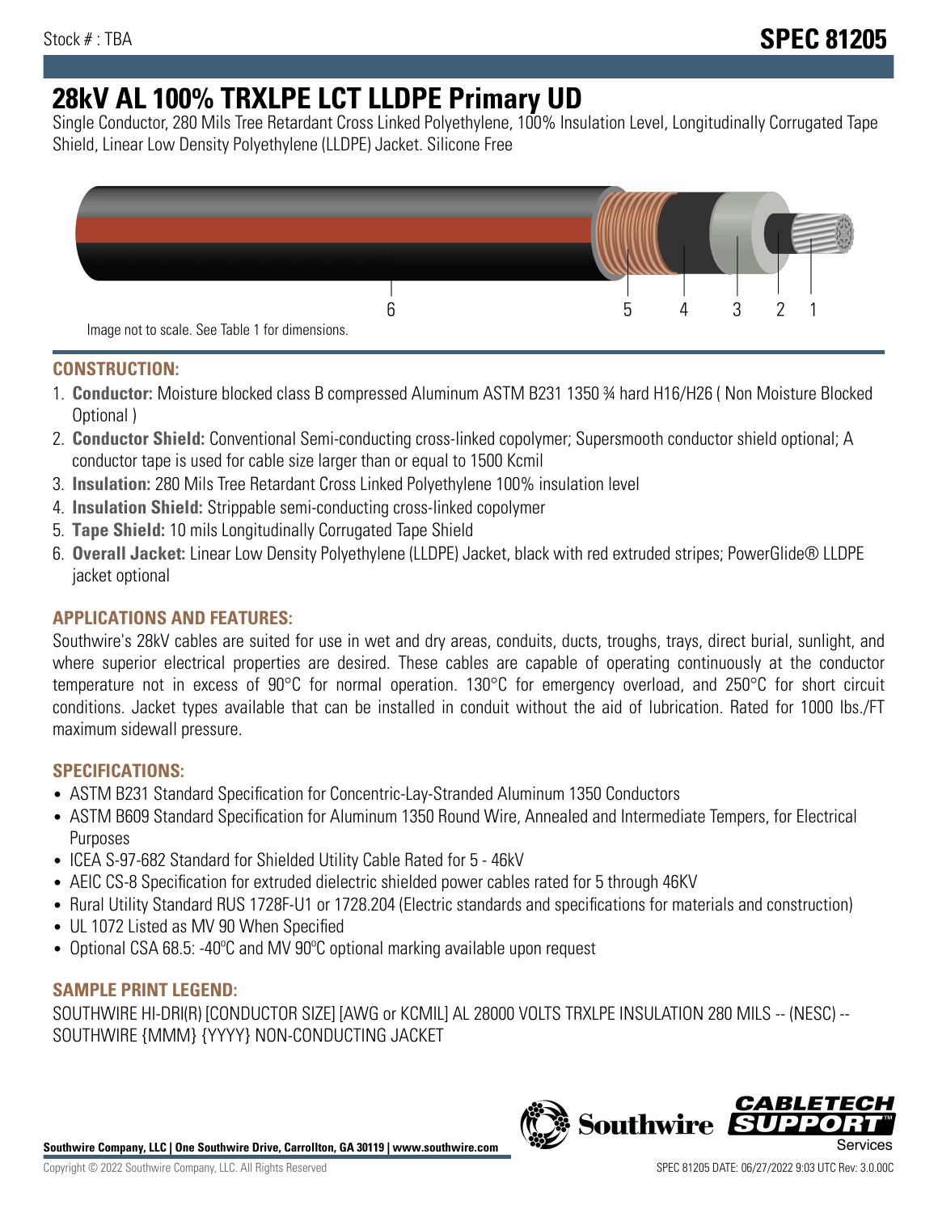Stock # : TBA

**SPEC 81205**

# 28kV AL 100% TRXLPE LCT LLDPE Primary UD

Single Conductor, 280 Mils Tree Retardant Cross Linked Polyethylene, 100% Insulation Level, Longitudinally Corrugated Tape Shield, Linear Low Density Polyethylene (LLDPE) Jacket. Silicone Free

6 5 4 3 2 1

Image not to scale. See Table 1 for dimensions.

## CONSTRUCTION:

1. **Conductor:** Moisture blocked class B compressed Aluminum ASTM B231 1350 ¾ hard H16/H26 ( Non Moisture Blocked Optional )
2. **Conductor Shield:** Conventional Semi-conducting cross-linked copolymer; Supersmooth conductor shield optional; A conductor tape is used for cable size larger than or equal to 1500 Kcmil
3. **Insulation:** 280 Mils Tree Retardant Cross Linked Polyethylene 100% insulation level
4. **Insulation Shield:** Strippable semi-conducting cross-linked copolymer
5. **Tape Shield:** 10 mils Longitudinally Corrugated Tape Shield
6. **Overall Jacket:** Linear Low Density Polyethylene (LLDPE) Jacket, black with red extruded stripes; PowerGlide® LLDPE jacket optional

## APPLICATIONS AND FEATURES:

Southwire's 28kV cables are suited for use in wet and dry areas, conduits, ducts, troughs, trays, direct burial, sunlight, and where superior electrical properties are desired. These cables are capable of operating continuously at the conductor temperature not in excess of 90°C for normal operation. 130°C for emergency overload, and 250°C for short circuit conditions. Jacket types available that can be installed in conduit without the aid of lubrication. Rated for 1000 lbs./FT maximum sidewall pressure.

## SPECIFICATIONS:

- ASTM B231 Standard Specification for Concentric-Lay-Stranded Aluminum 1350 Conductors
- ASTM B609 Standard Specification for Aluminum 1350 Round Wire, Annealed and Intermediate Tempers, for Electrical Purposes
- ICEA S-97-682 Standard for Shielded Utility Cable Rated for 5 - 46kV
- AEIC CS-8 Specification for extruded dielectric shielded power cables rated for 5 through 46KV
- Rural Utility Standard RUS 1728F-U1 or 1728.204 (Electric standards and specifications for materials and construction)
- UL 1072 Listed as MV 90 When Specified
- Optional CSA 68.5: -40ºC and MV 90ºC optional marking available upon request

## SAMPLE PRINT LEGEND:

SOUTHWIRE HI-DRI(R) [CONDUCTOR SIZE] [AWG or KCMIL] AL 28000 VOLTS TRXLPE INSULATION 280 MILS -- (NESC) -- SOUTHWIRE {MMM} {YYYY} NON-CONDUCTING JACKET

**Southwire Company, LLC | One Southwire Drive, Carrollton, GA 30119 | www.southwire.com**

Copyright © 2022 Southwire Company, LLC. All Rights Reserved

SPEC 81205 DATE: 06/27/2022 9:03 UTC Rev: 3.0.00C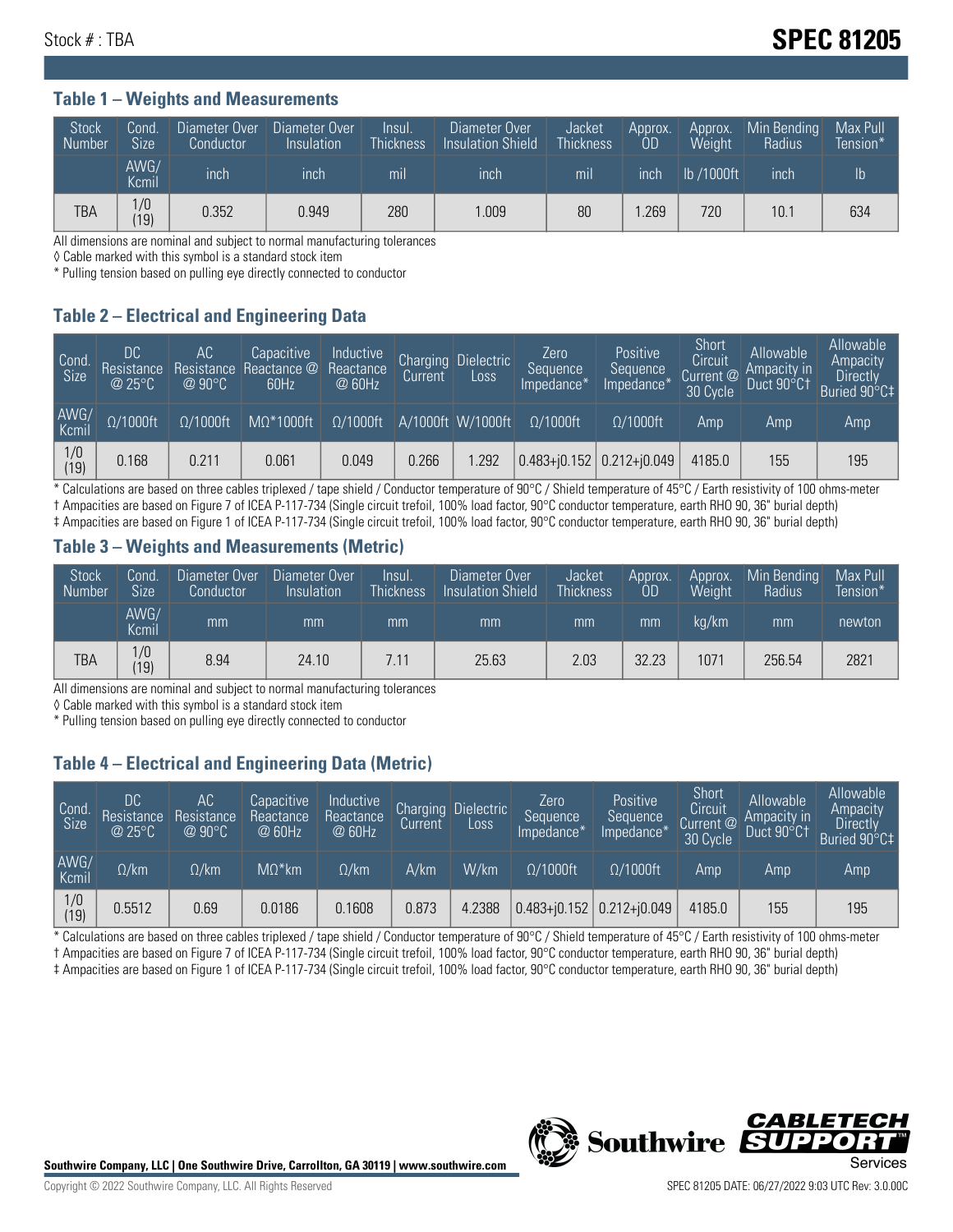Stock # : TBA

# SPEC 81205

## Table 1 – Weights and Measurements

| Stock Number | Cond. Size | Diameter Over Conductor | Diameter Over Insulation | Insul. Thickness | Diameter Over Insulation Shield | Jacket Thickness | Approx. OD | Approx. Weight | Min Bending Radius | Max Pull Tension* |
|---|---|---|---|---|---|---|---|---|---|---|
| | AWG/ Kcmil | inch | inch | mil | inch | mil | inch | lb /1000ft | inch | lb |
| TBA | 1/0 (19) | 0.352 | 0.949 | 280 | 1.009 | 80 | 1.269 | 720 | 10.1 | 634 |

All dimensions are nominal and subject to normal manufacturing tolerances

◊ Cable marked with this symbol is a standard stock item

* Pulling tension based on pulling eye directly connected to conductor

## Table 2 – Electrical and Engineering Data

| Cond. Size | DC Resistance @ 25°C | AC Resistance @ 90°C | Capacitive Reactance @ 60Hz | Inductive Reactance @ 60Hz | Charging Current | Dielectric Loss | Zero Sequence Impedance* | Positive Sequence Impedance* | Short Circuit Current @ 30 Cycle | Allowable Ampacity in Duct 90°C† | Allowable Ampacity Directly Buried 90°C‡ |
|---|---|---|---|---|---|---|---|---|---|---|---|
| AWG/ Kcmil | Ω/1000ft | Ω/1000ft | MΩ*1000ft | Ω/1000ft | A/1000ft | W/1000ft | Ω/1000ft | Ω/1000ft | Amp | Amp | Amp |
| 1/0 (19) | 0.168 | 0.211 | 0.061 | 0.049 | 0.266 | 1.292 | 0.483+j0.152 | 0.212+j0.049 | 4185.0 | 155 | 195 |

* Calculations are based on three cables triplexed / tape shield / Conductor temperature of 90°C / Shield temperature of 45°C / Earth resistivity of 100 ohms-meter

† Ampacities are based on Figure 7 of ICEA P-117-734 (Single circuit trefoil, 100% load factor, 90°C conductor temperature, earth RHO 90, 36" burial depth)

‡ Ampacities are based on Figure 1 of ICEA P-117-734 (Single circuit trefoil, 100% load factor, 90°C conductor temperature, earth RHO 90, 36" burial depth)

## Table 3 – Weights and Measurements (Metric)

| Stock Number | Cond. Size | Diameter Over Conductor | Diameter Over Insulation | Insul. Thickness | Diameter Over Insulation Shield | Jacket Thickness | Approx. OD | Approx. Weight | Min Bending Radius | Max Pull Tension* |
|---|---|---|---|---|---|---|---|---|---|---|
| | AWG/ Kcmil | mm | mm | mm | mm | mm | mm | kg/km | mm | newton |
| TBA | 1/0 (19) | 8.94 | 24.10 | 7.11 | 25.63 | 2.03 | 32.23 | 1071 | 256.54 | 2821 |

All dimensions are nominal and subject to normal manufacturing tolerances

◊ Cable marked with this symbol is a standard stock item

* Pulling tension based on pulling eye directly connected to conductor

## Table 4 – Electrical and Engineering Data (Metric)

| Cond. Size | DC Resistance @ 25°C | AC Resistance @ 90°C | Capacitive Reactance @ 60Hz | Inductive Reactance @ 60Hz | Charging Current | Dielectric Loss | Zero Sequence Impedance* | Positive Sequence Impedance* | Short Circuit Current @ 30 Cycle | Allowable Ampacity in Duct 90°C† | Allowable Ampacity Directly Buried 90°C‡ |
|---|---|---|---|---|---|---|---|---|---|---|---|
| AWG/ Kcmil | Ω/km | Ω/km | MΩ*km | Ω/km | A/km | W/km | Ω/1000ft | Ω/1000ft | Amp | Amp | Amp |
| 1/0 (19) | 0.5512 | 0.69 | 0.0186 | 0.1608 | 0.873 | 4.2388 | 0.483+j0.152 | 0.212+j0.049 | 4185.0 | 155 | 195 |

* Calculations are based on three cables triplexed / tape shield / Conductor temperature of 90°C / Shield temperature of 45°C / Earth resistivity of 100 ohms-meter

† Ampacities are based on Figure 7 of ICEA P-117-734 (Single circuit trefoil, 100% load factor, 90°C conductor temperature, earth RHO 90, 36" burial depth)

‡ Ampacities are based on Figure 1 of ICEA P-117-734 (Single circuit trefoil, 100% load factor, 90°C conductor temperature, earth RHO 90, 36" burial depth)

**Southwire Company, LLC | One Southwire Drive, Carrollton, GA 30119 | www.southwire.com**

Copyright © 2022 Southwire Company, LLC. All Rights Reserved

SPEC 81205 DATE: 06/27/2022 9:03 UTC Rev: 3.0.00C